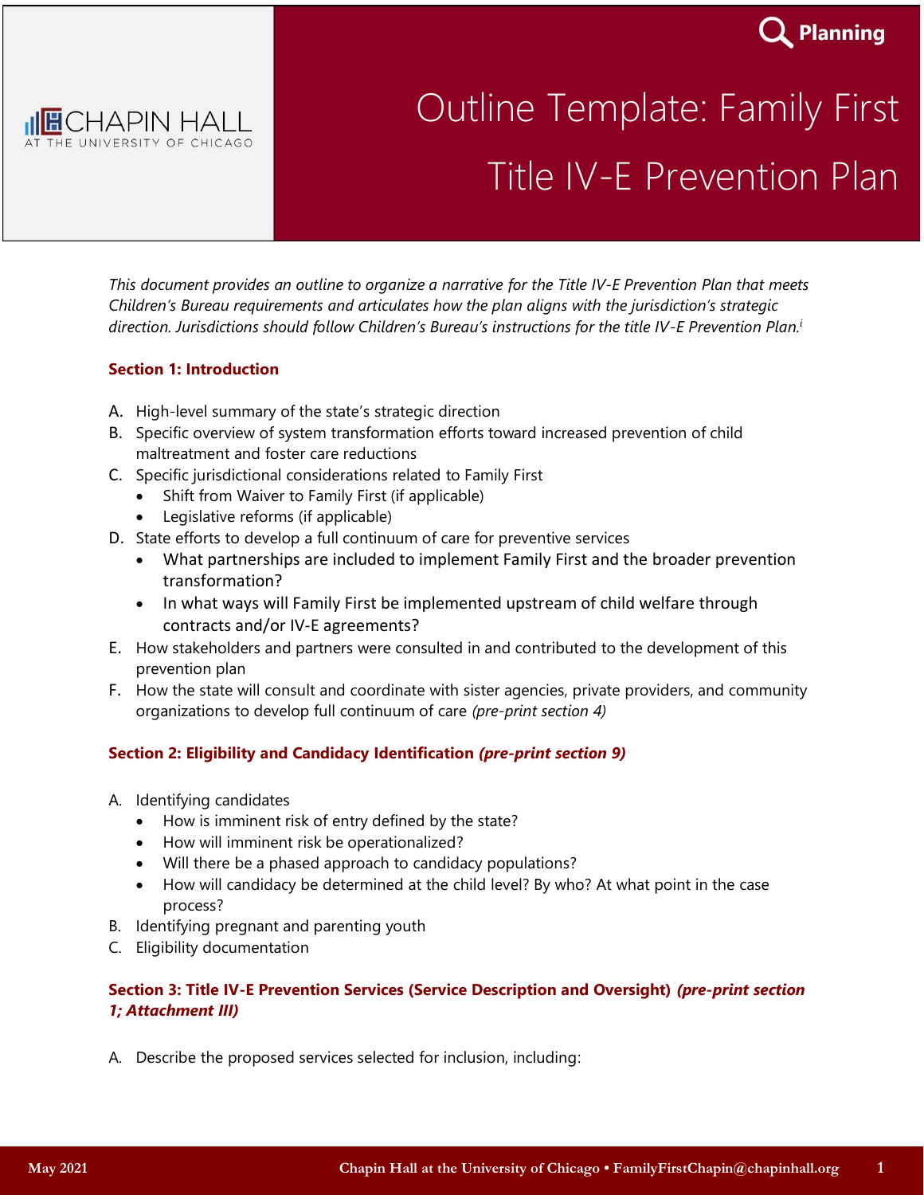CHAPIN HALL
AT THE UNIVERSITY OF CHICAGO

Planning

# Outline Template: Family First Title IV-E Prevention Plan

*This document provides an outline to organize a narrative for the Title IV-E Prevention Plan that meets Children's Bureau requirements and articulates how the plan aligns with the jurisdiction's strategic direction. Jurisdictions should follow Children's Bureau's instructions for the title IV-E Prevention Plan.*[i]

## Section 1: Introduction

A. High-level summary of the state's strategic direction
B. Specific overview of system transformation efforts toward increased prevention of child maltreatment and foster care reductions
C. Specific jurisdictional considerations related to Family First
   - Shift from Waiver to Family First (if applicable)
   - Legislative reforms (if applicable)
D. State efforts to develop a full continuum of care for preventive services
   - What partnerships are included to implement Family First and the broader prevention transformation?
   - In what ways will Family First be implemented upstream of child welfare through contracts and/or IV-E agreements?
E. How stakeholders and partners were consulted in and contributed to the development of this prevention plan
F. How the state will consult and coordinate with sister agencies, private providers, and community organizations to develop full continuum of care *(pre-print section 4)*

## Section 2: Eligibility and Candidacy Identification *(pre-print section 9)*

A. Identifying candidates
   - How is imminent risk of entry defined by the state?
   - How will imminent risk be operationalized?
   - Will there be a phased approach to candidacy populations?
   - How will candidacy be determined at the child level? By who? At what point in the case process?
B. Identifying pregnant and parenting youth
C. Eligibility documentation

## Section 3: Title IV-E Prevention Services (Service Description and Oversight) *(pre-print section 1; Attachment III)*

A. Describe the proposed services selected for inclusion, including: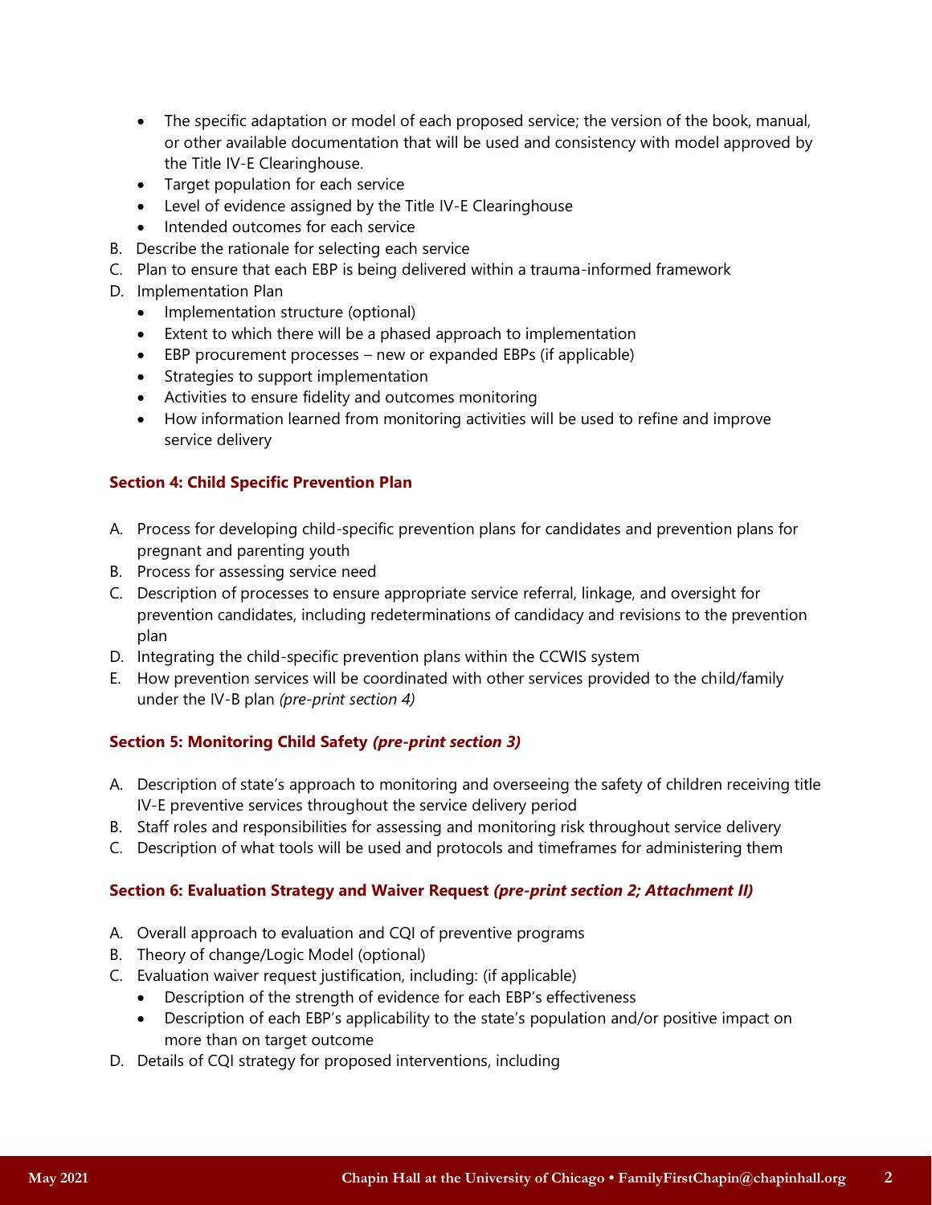- The specific adaptation or model of each proposed service; the version of the book, manual, or other available documentation that will be used and consistency with model approved by the Title IV-E Clearinghouse.
- Target population for each service
- Level of evidence assigned by the Title IV-E Clearinghouse
- Intended outcomes for each service

B. Describe the rationale for selecting each service

C. Plan to ensure that each EBP is being delivered within a trauma-informed framework

D. Implementation Plan
- Implementation structure (optional)
- Extent to which there will be a phased approach to implementation
- EBP procurement processes – new or expanded EBPs (if applicable)
- Strategies to support implementation
- Activities to ensure fidelity and outcomes monitoring
- How information learned from monitoring activities will be used to refine and improve service delivery

### Section 4: Child Specific Prevention Plan

A. Process for developing child-specific prevention plans for candidates and prevention plans for pregnant and parenting youth

B. Process for assessing service need

C. Description of processes to ensure appropriate service referral, linkage, and oversight for prevention candidates, including redeterminations of candidacy and revisions to the prevention plan

D. Integrating the child-specific prevention plans within the CCWIS system

E. How prevention services will be coordinated with other services provided to the child/family under the IV-B plan *(pre-print section 4)*

### Section 5: Monitoring Child Safety *(pre-print section 3)*

A. Description of state's approach to monitoring and overseeing the safety of children receiving title IV-E preventive services throughout the service delivery period

B. Staff roles and responsibilities for assessing and monitoring risk throughout service delivery

C. Description of what tools will be used and protocols and timeframes for administering them

### Section 6: Evaluation Strategy and Waiver Request *(pre-print section 2; Attachment II)*

A. Overall approach to evaluation and CQI of preventive programs

B. Theory of change/Logic Model (optional)

C. Evaluation waiver request justification, including: (if applicable)
- Description of the strength of evidence for each EBP's effectiveness
- Description of each EBP's applicability to the state's population and/or positive impact on more than on target outcome

D. Details of CQI strategy for proposed interventions, including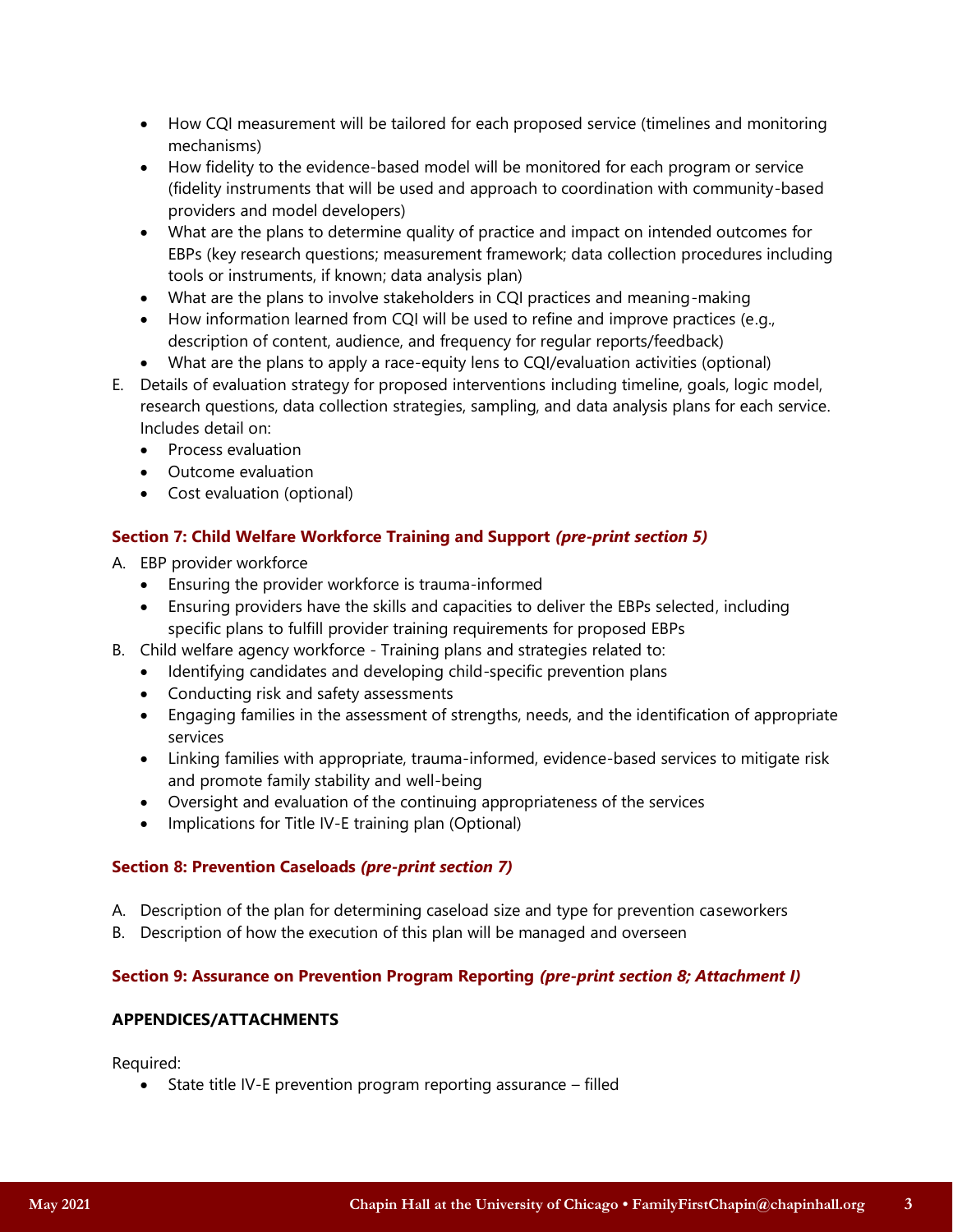- How CQI measurement will be tailored for each proposed service (timelines and monitoring mechanisms)
- How fidelity to the evidence-based model will be monitored for each program or service (fidelity instruments that will be used and approach to coordination with community-based providers and model developers)
- What are the plans to determine quality of practice and impact on intended outcomes for EBPs (key research questions; measurement framework; data collection procedures including tools or instruments, if known; data analysis plan)
- What are the plans to involve stakeholders in CQI practices and meaning-making
- How information learned from CQI will be used to refine and improve practices (e.g., description of content, audience, and frequency for regular reports/feedback)
- What are the plans to apply a race-equity lens to CQI/evaluation activities (optional)

E. Details of evaluation strategy for proposed interventions including timeline, goals, logic model, research questions, data collection strategies, sampling, and data analysis plans for each service. Includes detail on:
   - Process evaluation
   - Outcome evaluation
   - Cost evaluation (optional)

### Section 7: Child Welfare Workforce Training and Support *(pre-print section 5)*

A. EBP provider workforce
   - Ensuring the provider workforce is trauma-informed
   - Ensuring providers have the skills and capacities to deliver the EBPs selected, including specific plans to fulfill provider training requirements for proposed EBPs

B. Child welfare agency workforce - Training plans and strategies related to:
   - Identifying candidates and developing child-specific prevention plans
   - Conducting risk and safety assessments
   - Engaging families in the assessment of strengths, needs, and the identification of appropriate services
   - Linking families with appropriate, trauma-informed, evidence-based services to mitigate risk and promote family stability and well-being
   - Oversight and evaluation of the continuing appropriateness of the services
   - Implications for Title IV-E training plan (Optional)

### Section 8: Prevention Caseloads *(pre-print section 7)*

A. Description of the plan for determining caseload size and type for prevention caseworkers
B. Description of how the execution of this plan will be managed and overseen

### Section 9: Assurance on Prevention Program Reporting *(pre-print section 8; Attachment I)*

**APPENDICES/ATTACHMENTS**

Required:

- State title IV-E prevention program reporting assurance – filled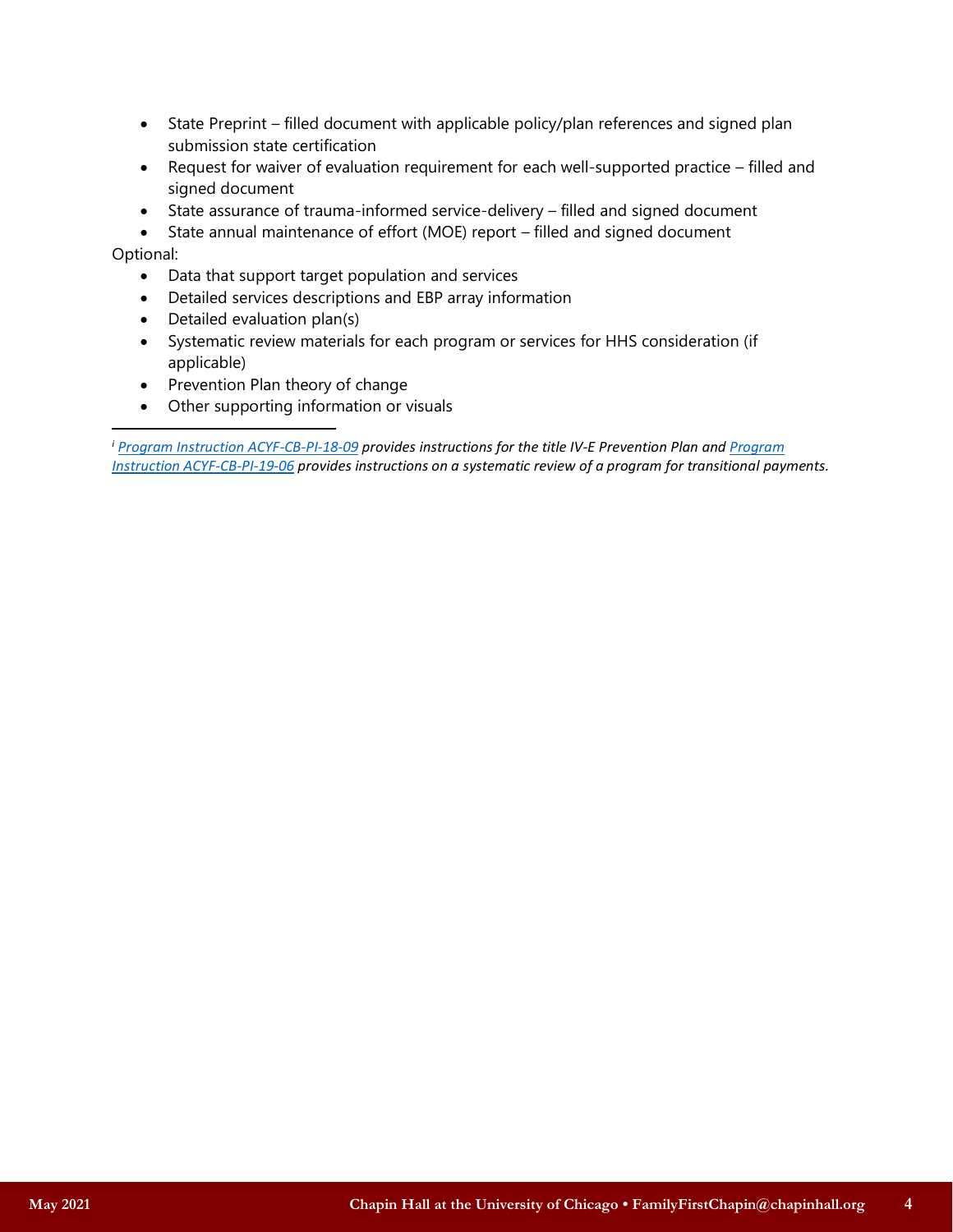- State Preprint – filled document with applicable policy/plan references and signed plan submission state certification
- Request for waiver of evaluation requirement for each well-supported practice – filled and signed document
- State assurance of trauma-informed service-delivery – filled and signed document
- State annual maintenance of effort (MOE) report – filled and signed document

Optional:

- Data that support target population and services
- Detailed services descriptions and EBP array information
- Detailed evaluation plan(s)
- Systematic review materials for each program or services for HHS consideration (if applicable)
- Prevention Plan theory of change
- Other supporting information or visuals

---

[i] *[Program Instruction ACYF-CB-PI-18-09](#) provides instructions for the title IV-E Prevention Plan and [Program Instruction ACYF-CB-PI-19-06](#) provides instructions on a systematic review of a program for transitional payments.*